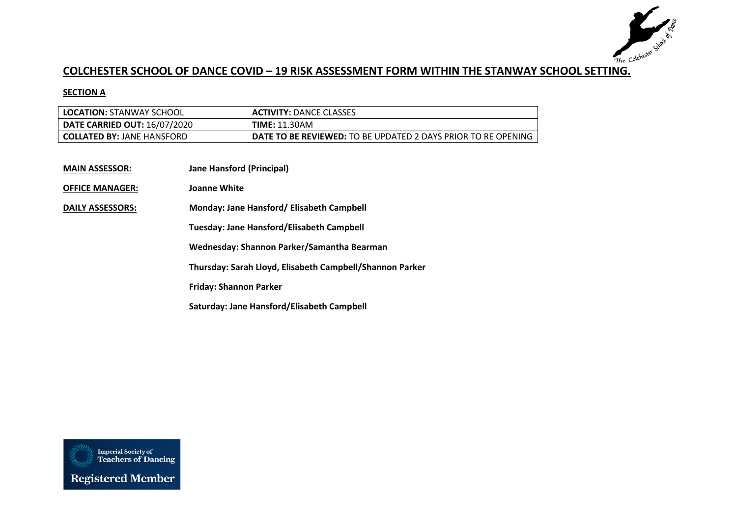# COLCHESTER SCHOOL OF DANCE COVID – 19 RISK ASSESSMENT FORM WITHIN THE STANWAY SCHOOL SETTING.

## SECTION A

| **LOCATION:** STANWAY SCHOOL | **ACTIVITY:** DANCE CLASSES |
|---|---|
| **DATE CARRIED OUT:** 16/07/2020 | **TIME:** 11.30AM |
| **COLLATED BY:** JANE HANSFORD | **DATE TO BE REVIEWED:** TO BE UPDATED 2 DAYS PRIOR TO RE OPENING |

**MAIN ASSESSOR:** **Jane Hansford (Principal)**

**OFFICE MANAGER:** **Joanne White**

**DAILY ASSESSORS:**

**Monday: Jane Hansford/ Elisabeth Campbell**

**Tuesday: Jane Hansford/Elisabeth Campbell**

**Wednesday: Shannon Parker/Samantha Bearman**

**Thursday: Sarah Lloyd, Elisabeth Campbell/Shannon Parker**

**Friday: Shannon Parker**

**Saturday: Jane Hansford/Elisabeth Campbell**

Imperial Society of Teachers of Dancing
Registered Member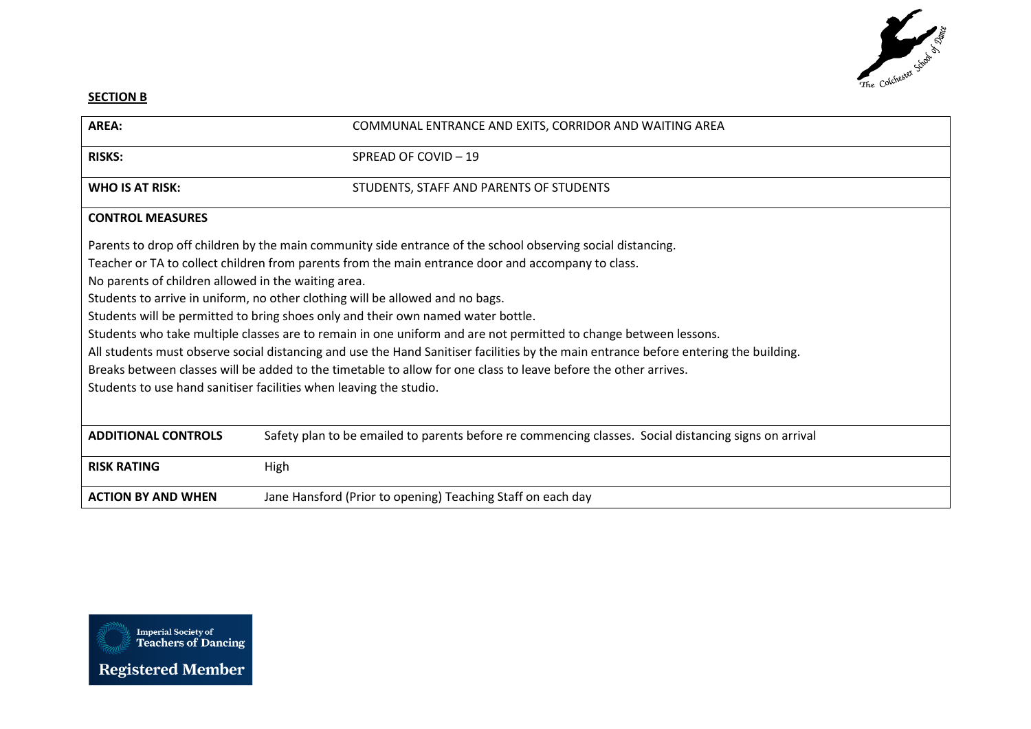**SECTION B**

| **AREA:** | COMMUNAL ENTRANCE AND EXITS, CORRIDOR AND WAITING AREA |
|---|---|
| **RISKS:** | SPREAD OF COVID – 19 |
| **WHO IS AT RISK:** | STUDENTS, STAFF AND PARENTS OF STUDENTS |

**CONTROL MEASURES**

Parents to drop off children by the main community side entrance of the school observing social distancing.
Teacher or TA to collect children from parents from the main entrance door and accompany to class.
No parents of children allowed in the waiting area.
Students to arrive in uniform, no other clothing will be allowed and no bags.
Students will be permitted to bring shoes only and their own named water bottle.
Students who take multiple classes are to remain in one uniform and are not permitted to change between lessons.
All students must observe social distancing and use the Hand Sanitiser facilities by the main entrance before entering the building.
Breaks between classes will be added to the timetable to allow for one class to leave before the other arrives.
Students to use hand sanitiser facilities when leaving the studio.

| **ADDITIONAL CONTROLS** | Safety plan to be emailed to parents before re commencing classes. Social distancing signs on arrival |
|---|---|
| **RISK RATING** | High |
| **ACTION BY AND WHEN** | Jane Hansford (Prior to opening) Teaching Staff on each day |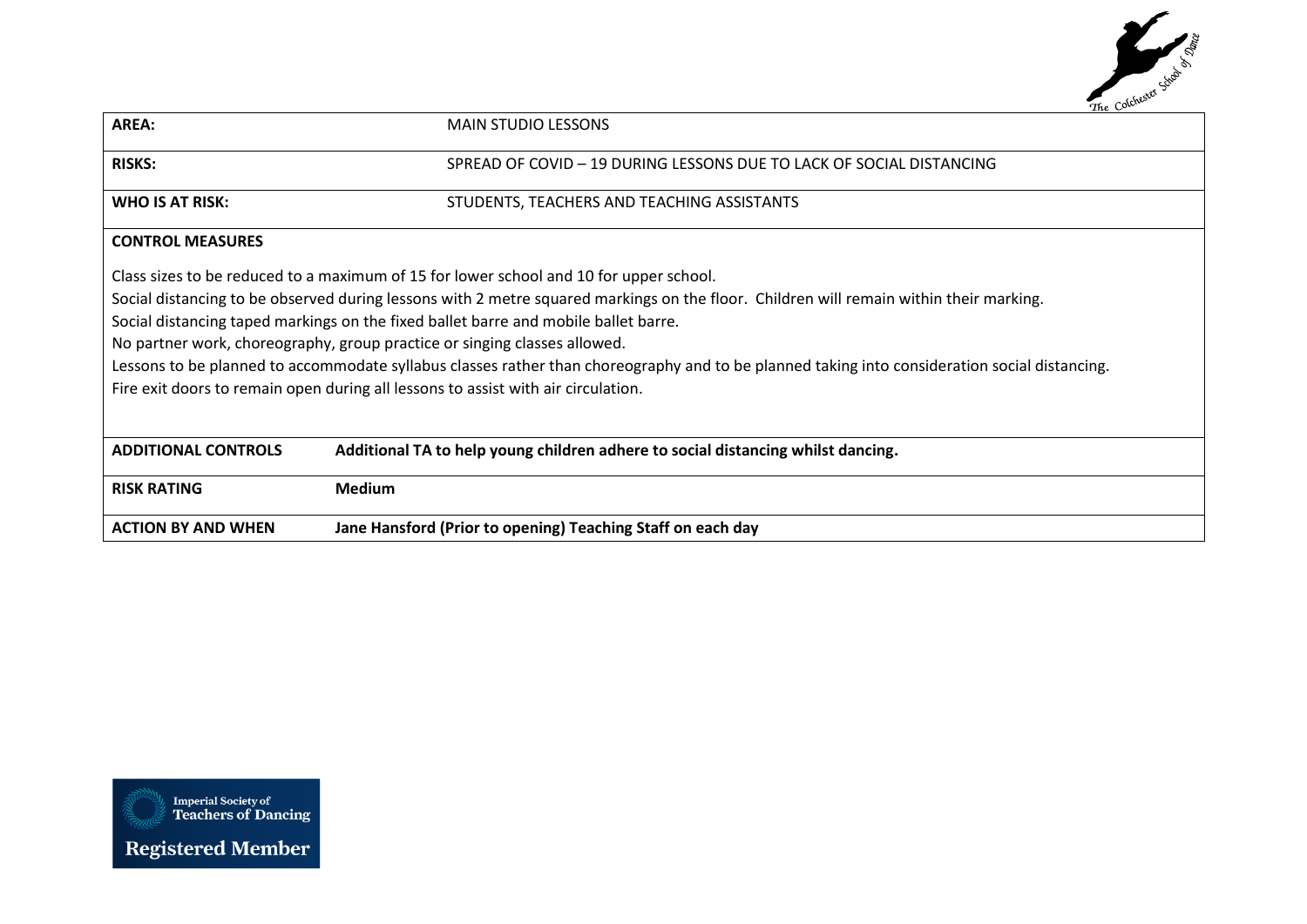| | |
|---|---|
| **AREA:** | MAIN STUDIO LESSONS |
| **RISKS:** | SPREAD OF COVID – 19 DURING LESSONS DUE TO LACK OF SOCIAL DISTANCING |
| **WHO IS AT RISK:** | STUDENTS, TEACHERS AND TEACHING ASSISTANTS |

**CONTROL MEASURES**

Class sizes to be reduced to a maximum of 15 for lower school and 10 for upper school.
Social distancing to be observed during lessons with 2 metre squared markings on the floor. Children will remain within their marking.
Social distancing taped markings on the fixed ballet barre and mobile ballet barre.
No partner work, choreography, group practice or singing classes allowed.
Lessons to be planned to accommodate syllabus classes rather than choreography and to be planned taking into consideration social distancing.
Fire exit doors to remain open during all lessons to assist with air circulation.

| | |
|---|---|
| **ADDITIONAL CONTROLS** | **Additional TA to help young children adhere to social distancing whilst dancing.** |
| **RISK RATING** | **Medium** |
| **ACTION BY AND WHEN** | **Jane Hansford (Prior to opening) Teaching Staff on each day** |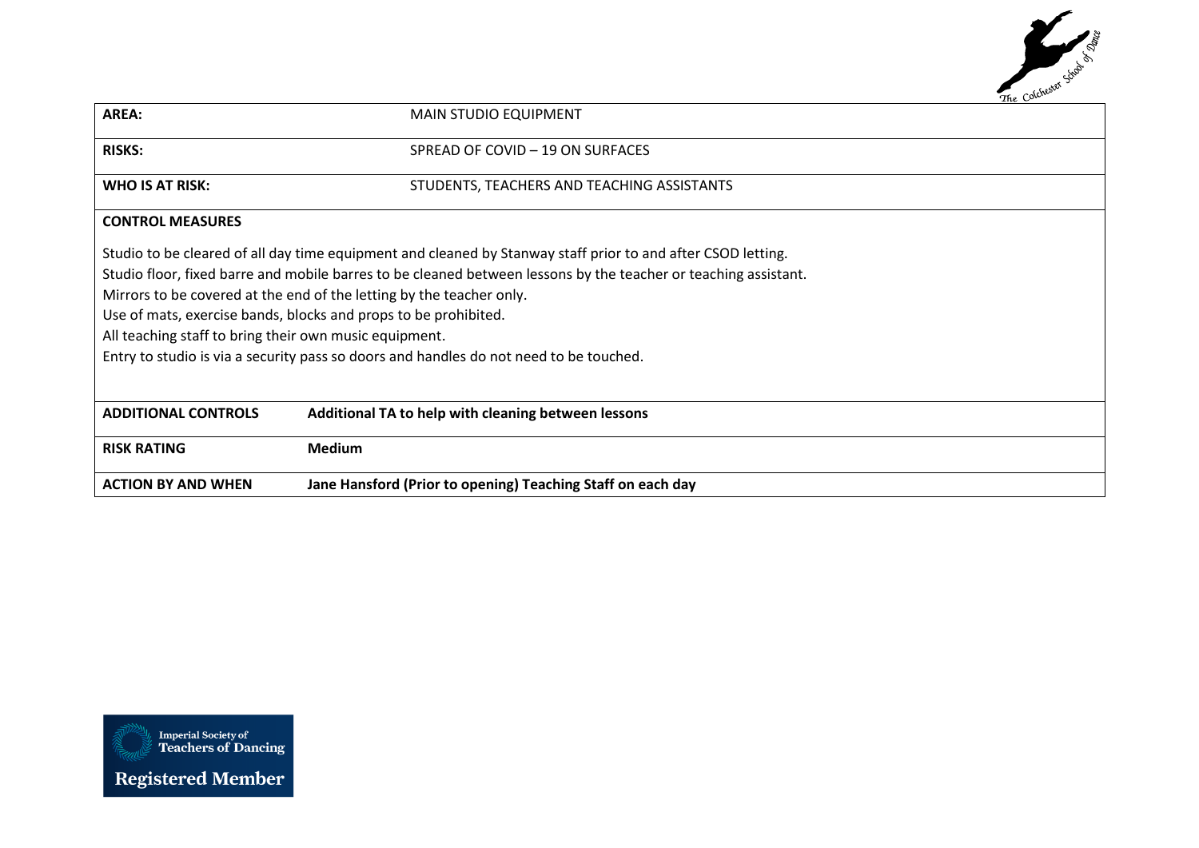| | |
|---|---|
| **AREA:** | MAIN STUDIO EQUIPMENT |
| **RISKS:** | SPREAD OF COVID – 19 ON SURFACES |
| **WHO IS AT RISK:** | STUDENTS, TEACHERS AND TEACHING ASSISTANTS |

**CONTROL MEASURES**

Studio to be cleared of all day time equipment and cleaned by Stanway staff prior to and after CSOD letting.
Studio floor, fixed barre and mobile barres to be cleaned between lessons by the teacher or teaching assistant.
Mirrors to be covered at the end of the letting by the teacher only.
Use of mats, exercise bands, blocks and props to be prohibited.
All teaching staff to bring their own music equipment.
Entry to studio is via a security pass so doors and handles do not need to be touched.

| | |
|---|---|
| **ADDITIONAL CONTROLS** | **Additional TA to help with cleaning between lessons** |
| **RISK RATING** | **Medium** |
| **ACTION BY AND WHEN** | **Jane Hansford (Prior to opening) Teaching Staff on each day** |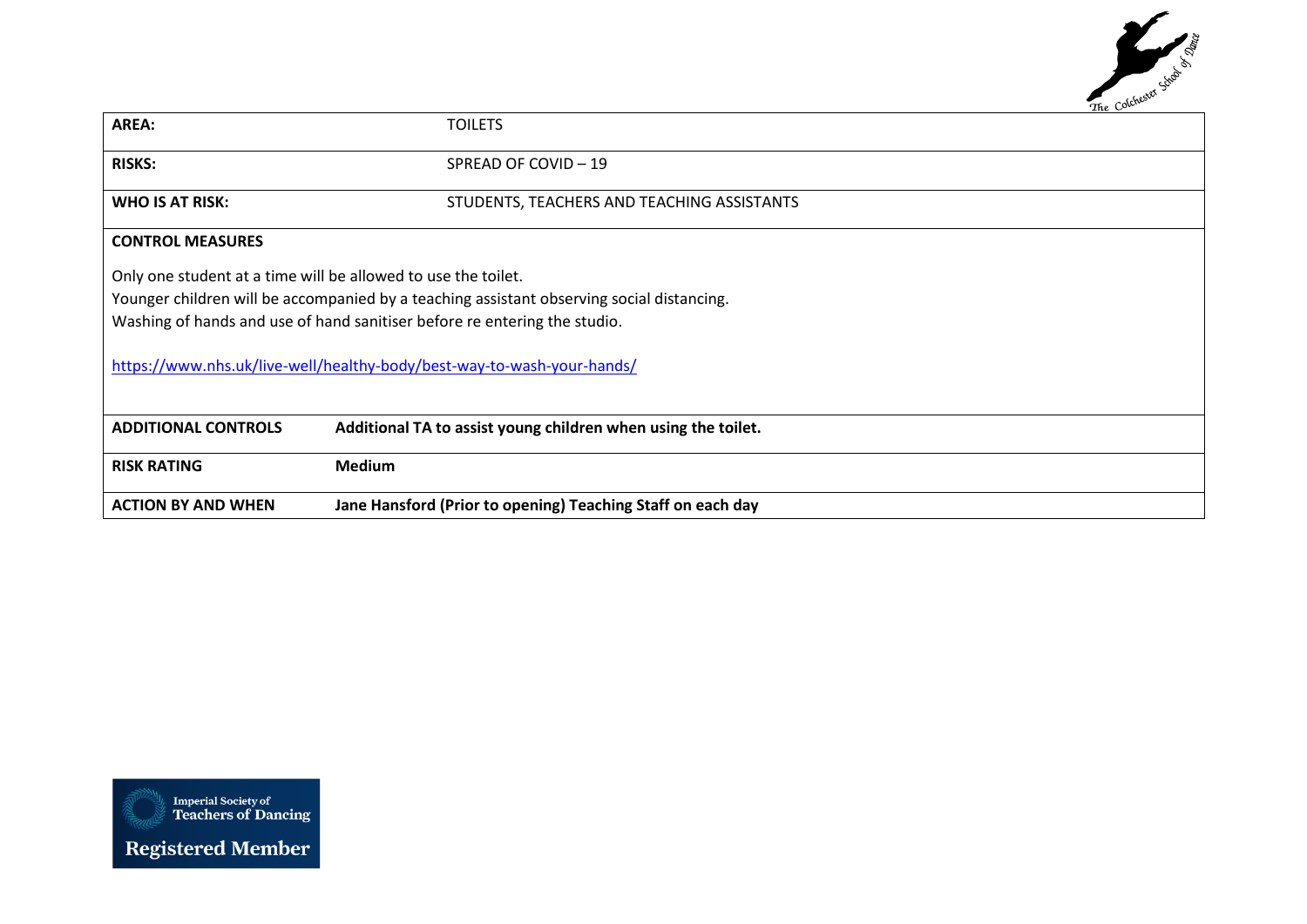| AREA: | TOILETS |
| --- | --- |
| RISKS: | SPREAD OF COVID – 19 |
| WHO IS AT RISK: | STUDENTS, TEACHERS AND TEACHING ASSISTANTS |

**CONTROL MEASURES**

Only one student at a time will be allowed to use the toilet.
Younger children will be accompanied by a teaching assistant observing social distancing.
Washing of hands and use of hand sanitiser before re entering the studio.

https://www.nhs.uk/live-well/healthy-body/best-way-to-wash-your-hands/

| | |
| --- | --- |
| **ADDITIONAL CONTROLS** | **Additional TA to assist young children when using the toilet.** |
| **RISK RATING** | **Medium** |
| **ACTION BY AND WHEN** | **Jane Hansford (Prior to opening) Teaching Staff on each day** |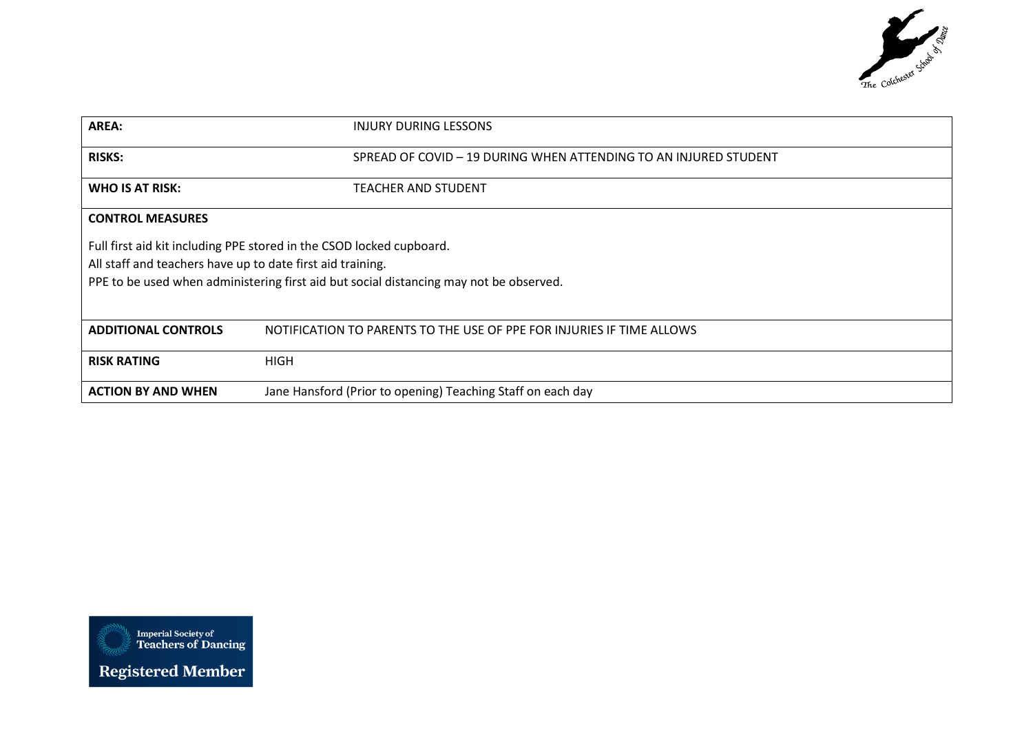| AREA: | INJURY DURING LESSONS |
| --- | --- |
| RISKS: | SPREAD OF COVID – 19 DURING WHEN ATTENDING TO AN INJURED STUDENT |
| WHO IS AT RISK: | TEACHER AND STUDENT |
| CONTROL MEASURES<br><br>Full first aid kit including PPE stored in the CSOD locked cupboard.<br>All staff and teachers have up to date first aid training.<br>PPE to be used when administering first aid but social distancing may not be observed. | |
| ADDITIONAL CONTROLS | NOTIFICATION TO PARENTS TO THE USE OF PPE FOR INJURIES IF TIME ALLOWS |
| RISK RATING | HIGH |
| ACTION BY AND WHEN | Jane Hansford (Prior to opening) Teaching Staff on each day |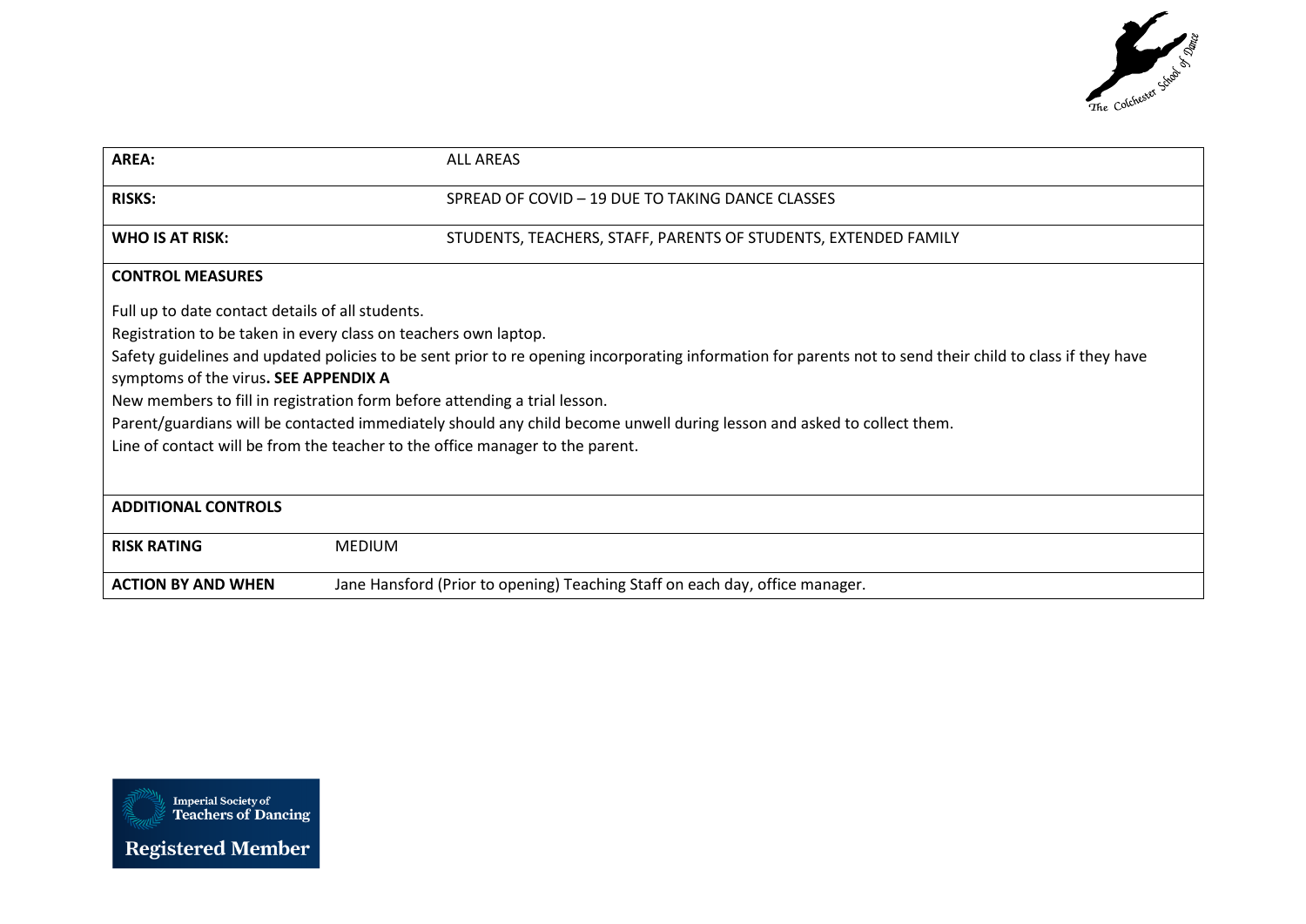| | |
|---|---|
| **AREA:** | ALL AREAS |
| **RISKS:** | SPREAD OF COVID – 19 DUE TO TAKING DANCE CLASSES |
| **WHO IS AT RISK:** | STUDENTS, TEACHERS, STAFF, PARENTS OF STUDENTS, EXTENDED FAMILY |

**CONTROL MEASURES**

Full up to date contact details of all students.
Registration to be taken in every class on teachers own laptop.
Safety guidelines and updated policies to be sent prior to re opening incorporating information for parents not to send their child to class if they have symptoms of the virus**. SEE APPENDIX A**
New members to fill in registration form before attending a trial lesson.
Parent/guardians will be contacted immediately should any child become unwell during lesson and asked to collect them.
Line of contact will be from the teacher to the office manager to the parent.

**ADDITIONAL CONTROLS**

| | |
|---|---|
| **RISK RATING** | MEDIUM |
| **ACTION BY AND WHEN** | Jane Hansford (Prior to opening) Teaching Staff on each day, office manager. |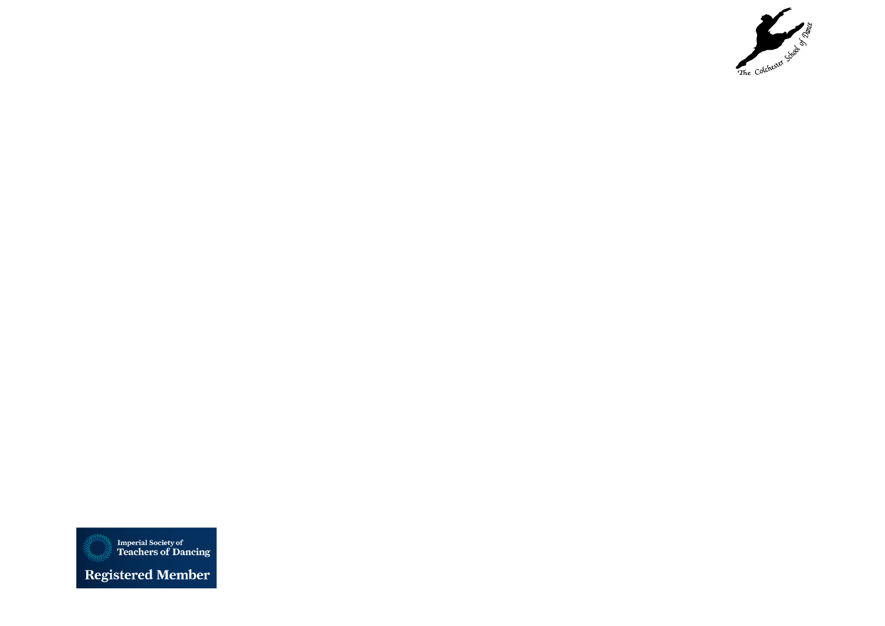The Colchester School of Dance

Imperial Society of Teachers of Dancing

Registered Member